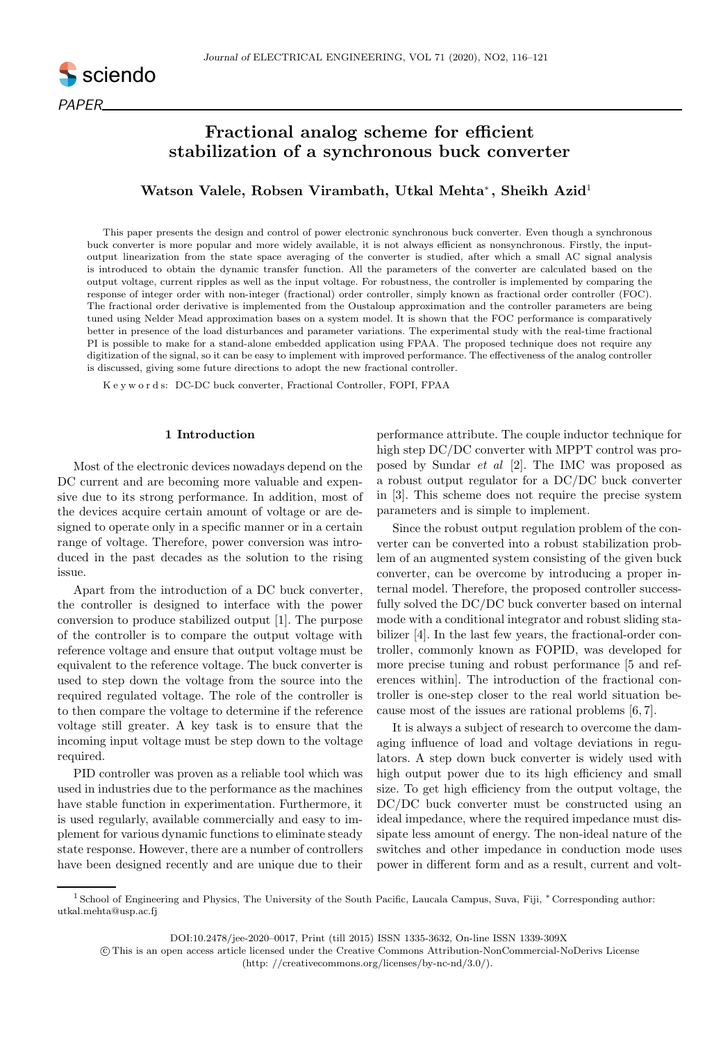PAPER

# Fractional analog scheme for efficient stabilization of a synchronous buck converter

**Watson Valele, Robsen Virambath, Utkal Mehta*, Sheikh Azid**[1]

This paper presents the design and control of power electronic synchronous buck converter. Even though a synchronous buck converter is more popular and more widely available, it is not always efficient as nonsynchronous. Firstly, the input-output linearization from the state space averaging of the converter is studied, after which a small AC signal analysis is introduced to obtain the dynamic transfer function. All the parameters of the converter are calculated based on the output voltage, current ripples as well as the input voltage. For robustness, the controller is implemented by comparing the response of integer order with non-integer (fractional) order controller, simply known as fractional order controller (FOC). The fractional order derivative is implemented from the Oustaloup approximation and the controller parameters are being tuned using Nelder Mead approximation bases on a system model. It is shown that the FOC performance is comparatively better in presence of the load disturbances and parameter variations. The experimental study with the real-time fractional PI is possible to make for a stand-alone embedded application using FPAA. The proposed technique does not require any digitization of the signal, so it can be easy to implement with improved performance. The effectiveness of the analog controller is discussed, giving some future directions to adopt the new fractional controller.

K e y w o r d s: DC-DC buck converter, Fractional Controller, FOPI, FPAA

## 1 Introduction

Most of the electronic devices nowadays depend on the DC current and are becoming more valuable and expensive due to its strong performance. In addition, most of the devices acquire certain amount of voltage or are designed to operate only in a specific manner or in a certain range of voltage. Therefore, power conversion was introduced in the past decades as the solution to the rising issue.

Apart from the introduction of a DC buck converter, the controller is designed to interface with the power conversion to produce stabilized output [1]. The purpose of the controller is to compare the output voltage with reference voltage and ensure that output voltage must be equivalent to the reference voltage. The buck converter is used to step down the voltage from the source into the required regulated voltage. The role of the controller is to then compare the voltage to determine if the reference voltage still greater. A key task is to ensure that the incoming input voltage must be step down to the voltage required.

PID controller was proven as a reliable tool which was used in industries due to the performance as the machines have stable function in experimentation. Furthermore, it is used regularly, available commercially and easy to implement for various dynamic functions to eliminate steady state response. However, there are a number of controllers have been designed recently and are unique due to their performance attribute. The couple inductor technique for high step DC/DC converter with MPPT control was proposed by Sundar *et al* [2]. The IMC was proposed as a robust output regulator for a DC/DC buck converter in [3]. This scheme does not require the precise system parameters and is simple to implement.

Since the robust output regulation problem of the converter can be converted into a robust stabilization problem of an augmented system consisting of the given buck converter, can be overcome by introducing a proper internal model. Therefore, the proposed controller successfully solved the DC/DC buck converter based on internal mode with a conditional integrator and robust sliding stabilizer [4]. In the last few years, the fractional-order controller, commonly known as FOPID, was developed for more precise tuning and robust performance [5 and references within]. The introduction of the fractional controller is one-step closer to the real world situation because most of the issues are rational problems [6, 7].

It is always a subject of research to overcome the damaging influence of load and voltage deviations in regulators. A step down buck converter is widely used with high output power due to its high efficiency and small size. To get high efficiency from the output voltage, the DC/DC buck converter must be constructed using an ideal impedance, where the required impedance must dissipate less amount of energy. The non-ideal nature of the switches and other impedance in conduction mode uses power in different form and as a result, current and volt-

[1] School of Engineering and Physics, The University of the South Pacific, Laucala Campus, Suva, Fiji, * Corresponding author: utkal.mehta@usp.ac.fj

DOI:10.2478/jee-2020–0017, Print (till 2015) ISSN 1335-3632, On-line ISSN 1339-309X

© This is an open access article licensed under the Creative Commons Attribution-NonCommercial-NoDerivs License (http: //creativecommons.org/licenses/by-nc-nd/3.0/).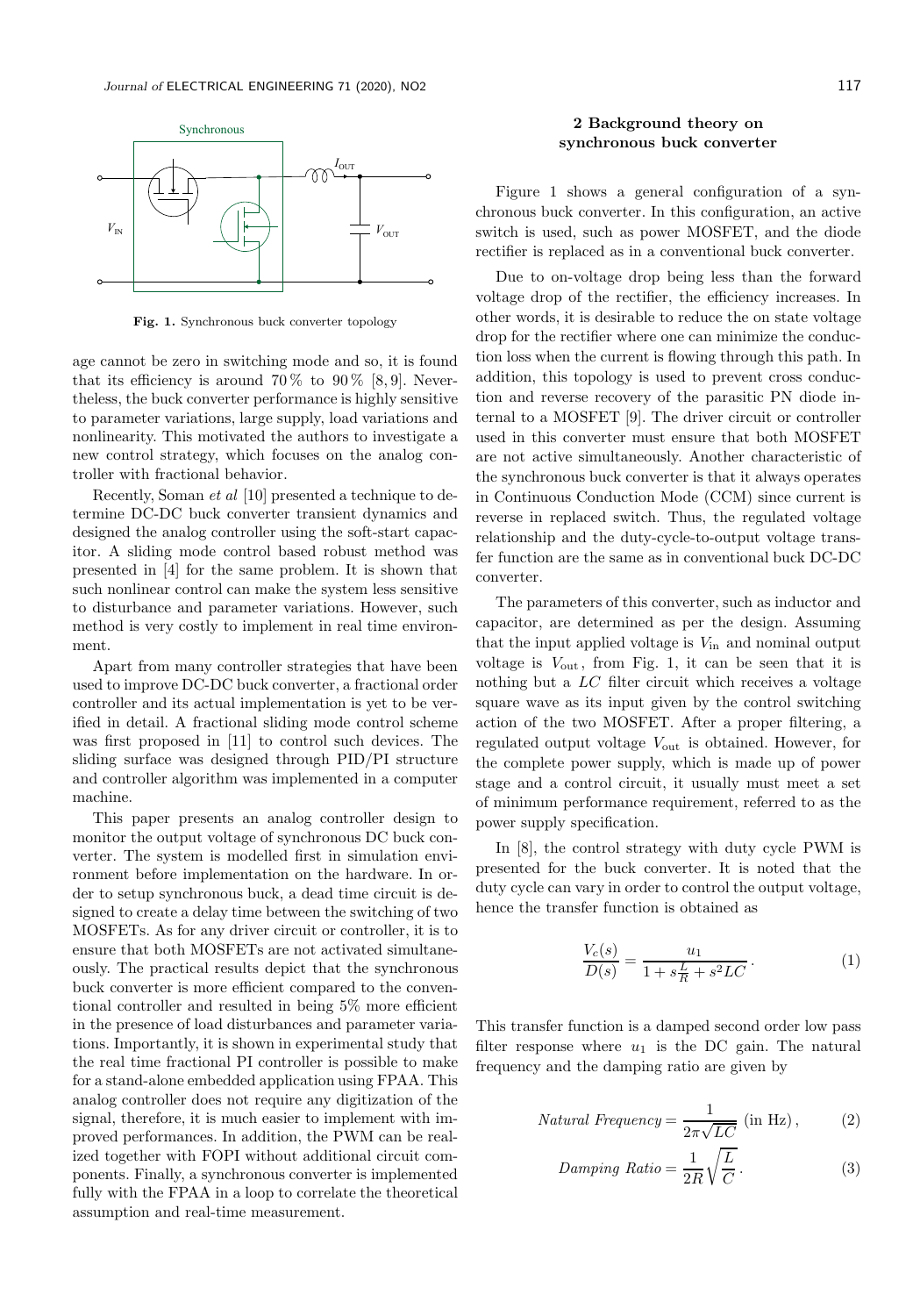Synchronous

$V_{IN}$

$I_{OUT}$

$V_{OUT}$

**Fig. 1.** Synchronous buck converter topology

age cannot be zero in switching mode and so, it is found that its efficiency is around 70 % to 90 % [8, 9]. Nevertheless, the buck converter performance is highly sensitive to parameter variations, large supply, load variations and nonlinearity. This motivated the authors to investigate a new control strategy, which focuses on the analog controller with fractional behavior.

Recently, Soman *et al* [10] presented a technique to determine DC-DC buck converter transient dynamics and designed the analog controller using the soft-start capacitor. A sliding mode control based robust method was presented in [4] for the same problem. It is shown that such nonlinear control can make the system less sensitive to disturbance and parameter variations. However, such method is very costly to implement in real time environment.

Apart from many controller strategies that have been used to improve DC-DC buck converter, a fractional order controller and its actual implementation is yet to be verified in detail. A fractional sliding mode control scheme was first proposed in [11] to control such devices. The sliding surface was designed through PID/PI structure and controller algorithm was implemented in a computer machine.

This paper presents an analog controller design to monitor the output voltage of synchronous DC buck converter. The system is modelled first in simulation environment before implementation on the hardware. In order to setup synchronous buck, a dead time circuit is designed to create a delay time between the switching of two MOSFETs. As for any driver circuit or controller, it is to ensure that both MOSFETs are not activated simultaneously. The practical results depict that the synchronous buck converter is more efficient compared to the conventional controller and resulted in being 5% more efficient in the presence of load disturbances and parameter variations. Importantly, it is shown in experimental study that the real time fractional PI controller is possible to make for a stand-alone embedded application using FPAA. This analog controller does not require any digitization of the signal, therefore, it is much easier to implement with improved performances. In addition, the PWM can be realized together with FOPI without additional circuit components. Finally, a synchronous converter is implemented fully with the FPAA in a loop to correlate the theoretical assumption and real-time measurement.

## 2 Background theory on synchronous buck converter

Figure 1 shows a general configuration of a synchronous buck converter. In this configuration, an active switch is used, such as power MOSFET, and the diode rectifier is replaced as in a conventional buck converter.

Due to on-voltage drop being less than the forward voltage drop of the rectifier, the efficiency increases. In other words, it is desirable to reduce the on state voltage drop for the rectifier where one can minimize the conduction loss when the current is flowing through this path. In addition, this topology is used to prevent cross conduction and reverse recovery of the parasitic PN diode internal to a MOSFET [9]. The driver circuit or controller used in this converter must ensure that both MOSFET are not active simultaneously. Another characteristic of the synchronous buck converter is that it always operates in Continuous Conduction Mode (CCM) since current is reverse in replaced switch. Thus, the regulated voltage relationship and the duty-cycle-to-output voltage transfer function are the same as in conventional buck DC-DC converter.

The parameters of this converter, such as inductor and capacitor, are determined as per the design. Assuming that the input applied voltage is $V_{\rm in}$ and nominal output voltage is $V_{\rm out}$, from Fig. 1, it can be seen that it is nothing but a $LC$ filter circuit which receives a voltage square wave as its input given by the control switching action of the two MOSFET. After a proper filtering, a regulated output voltage $V_{\rm out}$ is obtained. However, for the complete power supply, which is made up of power stage and a control circuit, it usually must meet a set of minimum performance requirement, referred to as the power supply specification.

In [8], the control strategy with duty cycle PWM is presented for the buck converter. It is noted that the duty cycle can vary in order to control the output voltage, hence the transfer function is obtained as

$$\frac{V_c(s)}{D(s)} = \frac{u_1}{1 + s\frac{L}{R} + s^2 LC}\,. \tag{1}$$

This transfer function is a damped second order low pass filter response where $u_1$ is the DC gain. The natural frequency and the damping ratio are given by

$$\textit{Natural Frequency} = \frac{1}{2\pi\sqrt{LC}} \ \text{(in Hz)}\,, \tag{2}$$

$$\textit{Damping Ratio} = \frac{1}{2R}\sqrt{\frac{L}{C}}\,. \tag{3}$$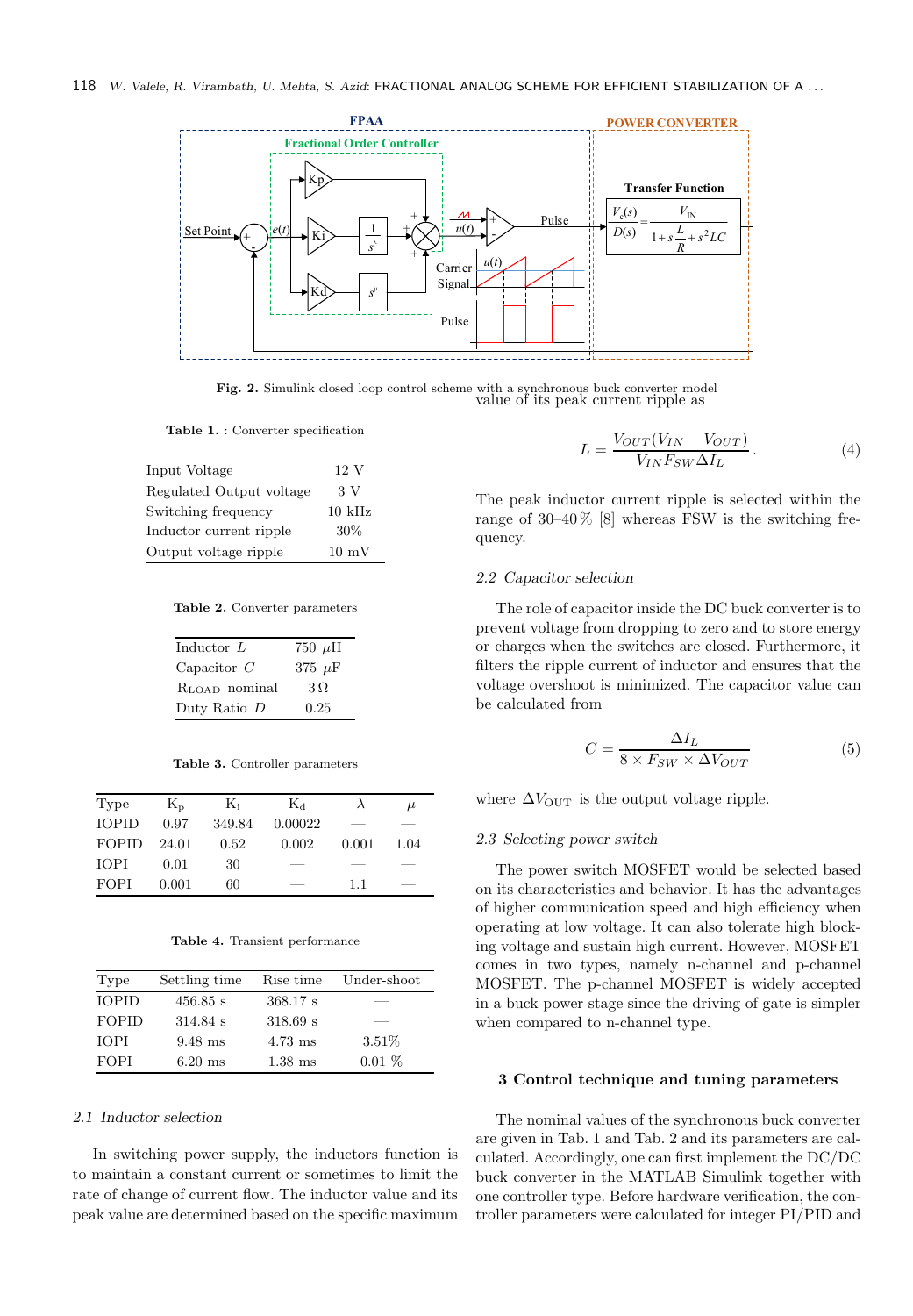FPAA

Fractional Order Controller

POWER CONVERTER

Transfer Function

Set Point

e(t)

Kp

Ki

Kd

$\frac{1}{s^{\lambda}}$

$s^{\mu}$

u(t)

Pulse

Carrier Signal

u(t)

Pulse

$$\frac{V_c(s)}{D(s)} = \frac{V_{IN}}{1+s\frac{L}{R}+s^2LC}$$

**Fig. 2.** Simulink closed loop control scheme with a synchronous buck converter model

**Table 1.** : Converter specification

| | |
|---|---|
| Input Voltage | 12 V |
| Regulated Output voltage | 3 V |
| Switching frequency | 10 kHz |
| Inductor current ripple | 30% |
| Output voltage ripple | 10 mV |

**Table 2.** Converter parameters

| | |
|---|---|
| Inductor $L$ | 750 $\mu$H |
| Capacitor $C$ | 375 $\mu$F |
| $R_{LOAD}$ nominal | 3 $\Omega$ |
| Duty Ratio $D$ | 0.25 |

**Table 3.** Controller parameters

| Type | $K_p$ | $K_i$ | $K_d$ | $\lambda$ | $\mu$ |
|---|---|---|---|---|---|
| IOPID | 0.97 | 349.84 | 0.00022 | — | — |
| FOPID | 24.01 | 0.52 | 0.002 | 0.001 | 1.04 |
| IOPI | 0.01 | 30 | — | — | — |
| FOPI | 0.001 | 60 | — | 1.1 | — |

**Table 4.** Transient performance

| Type | Settling time | Rise time | Under-shoot |
|---|---|---|---|
| IOPID | 456.85 s | 368.17 s | — |
| FOPID | 314.84 s | 318.69 s | — |
| IOPI | 9.48 ms | 4.73 ms | 3.51% |
| FOPI | 6.20 ms | 1.38 ms | 0.01 % |

### *2.1 Inductor selection*

In switching power supply, the inductors function is to maintain a constant current or sometimes to limit the rate of change of current flow. The inductor value and its peak value are determined based on the specific maximum value of its peak current ripple as

$$L = \frac{V_{OUT}(V_{IN} - V_{OUT})}{V_{IN}F_{SW}\Delta I_L}. \tag{4}$$

The peak inductor current ripple is selected within the range of 30–40 % [8] whereas FSW is the switching frequency.

### *2.2 Capacitor selection*

The role of capacitor inside the DC buck converter is to prevent voltage from dropping to zero and to store energy or charges when the switches are closed. Furthermore, it filters the ripple current of inductor and ensures that the voltage overshoot is minimized. The capacitor value can be calculated from

$$C = \frac{\Delta I_L}{8 \times F_{SW} \times \Delta V_{OUT}} \tag{5}$$

where $\Delta V_{\mathrm{OUT}}$ is the output voltage ripple.

### *2.3 Selecting power switch*

The power switch MOSFET would be selected based on its characteristics and behavior. It has the advantages of higher communication speed and high efficiency when operating at low voltage. It can also tolerate high blocking voltage and sustain high current. However, MOSFET comes in two types, namely n-channel and p-channel MOSFET. The p-channel MOSFET is widely accepted in a buck power stage since the driving of gate is simpler when compared to n-channel type.

## 3 Control technique and tuning parameters

The nominal values of the synchronous buck converter are given in Tab. 1 and Tab. 2 and its parameters are calculated. Accordingly, one can first implement the DC/DC buck converter in the MATLAB Simulink together with one controller type. Before hardware verification, the controller parameters were calculated for integer PI/PID and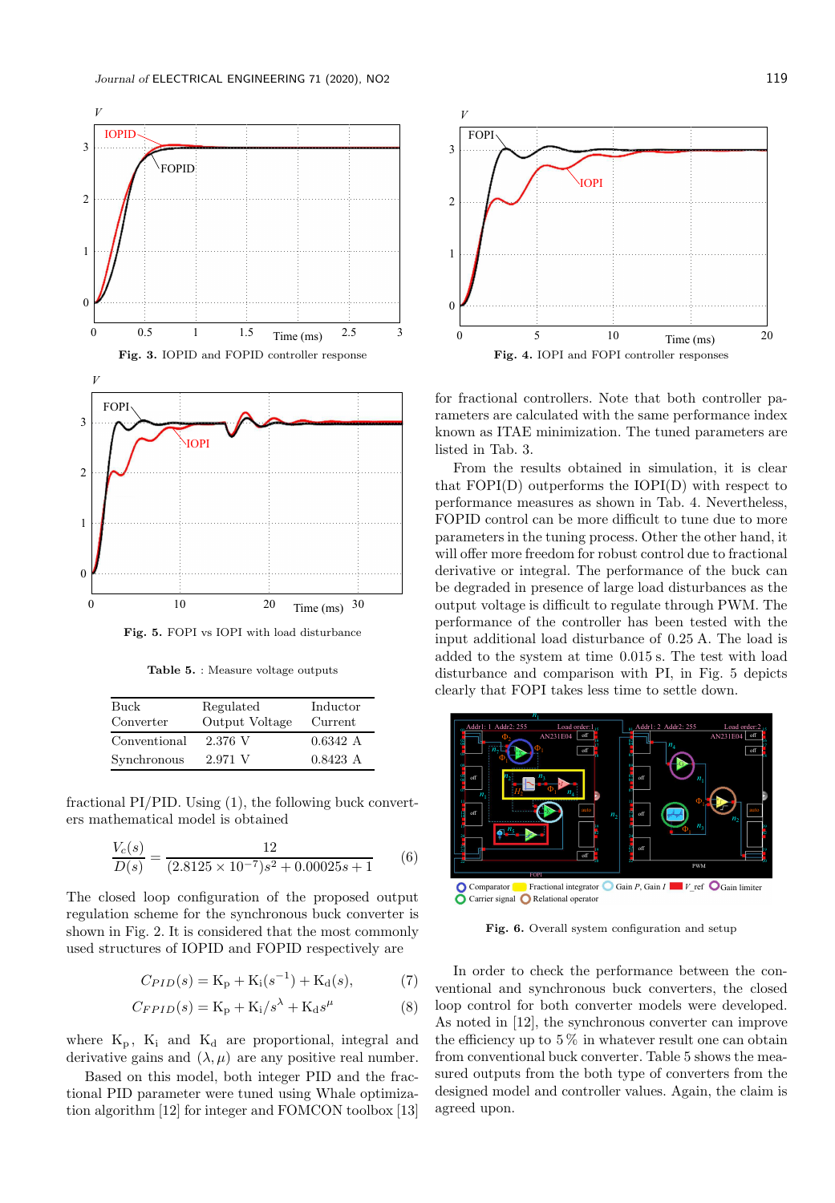V

IOPID

FOPID

3

2

1

0

0 0.5 1 1.5 Time (ms) 2.5 3

**Fig. 3.** IOPID and FOPID controller response

V

FOPI

IOPI

3

2

1

0

0 5 10 Time (ms) 20

**Fig. 4.** IOPI and FOPI controller responses

V

FOPI

IOPI

3

2

1

0

0 10 20 Time (ms) 30

**Fig. 5.** FOPI vs IOPI with load disturbance

**Table 5.** : Measure voltage outputs

| Buck Converter | Regulated Output Voltage | Inductor Current |
|---|---|---|
| Conventional | 2.376 V | 0.6342 A |
| Synchronous | 2.971 V | 0.8423 A |

fractional PI/PID. Using (1), the following buck converters mathematical model is obtained

$$\frac{V_c(s)}{D(s)} = \frac{12}{(2.8125 \times 10^{-7})s^2 + 0.00025s + 1} \tag{6}$$

The closed loop configuration of the proposed output regulation scheme for the synchronous buck converter is shown in Fig. 2. It is considered that the most commonly used structures of IOPID and FOPID respectively are

$$C_{PID}(s) = \mathrm{K_p} + \mathrm{K_i}(s^{-1}) + \mathrm{K_d}(s), \tag{7}$$

$$C_{FPID}(s) = \mathrm{K_p} + \mathrm{K_i}/s^{\lambda} + \mathrm{K_d}s^{\mu} \tag{8}$$

where $\mathrm{K_p}$, $\mathrm{K_i}$ and $\mathrm{K_d}$ are proportional, integral and derivative gains and $(\lambda, \mu)$ are any positive real number.

Based on this model, both integer PID and the fractional PID parameter were tuned using Whale optimization algorithm [12] for integer and FOMCON toolbox [13] for fractional controllers. Note that both controller parameters are calculated with the same performance index known as ITAE minimization. The tuned parameters are listed in Tab. 3.

From the results obtained in simulation, it is clear that FOPI(D) outperforms the IOPI(D) with respect to performance measures as shown in Tab. 4. Nevertheless, FOPID control can be more difficult to tune due to more parameters in the tuning process. Other the other hand, it will offer more freedom for robust control due to fractional derivative or integral. The performance of the buck can be degraded in presence of large load disturbances as the output voltage is difficult to regulate through PWM. The performance of the controller has been tested with the input additional load disturbance of 0.25 A. The load is added to the system at time 0.015 s. The test with load disturbance and comparison with PI, in Fig. 5 depicts clearly that FOPI takes less time to settle down.

Comparator  Fractional integrator  Gain P, Gain I  V_ref  Gain limiter
Carrier signal  Relational operator

**Fig. 6.** Overall system configuration and setup

In order to check the performance between the conventional and synchronous buck converters, the closed loop control for both converter models were developed. As noted in [12], the synchronous converter can improve the efficiency up to 5 % in whatever result one can obtain from conventional buck converter. Table 5 shows the measured outputs from the both type of converters from the designed model and controller values. Again, the claim is agreed upon.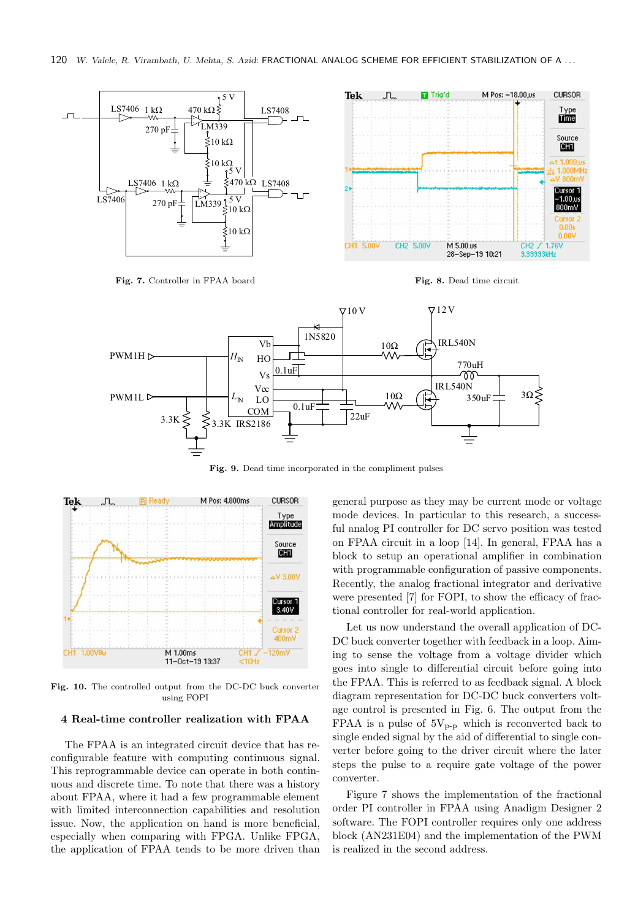Fig. 7. Controller in FPAA board

Fig. 8. Dead time circuit

Fig. 9. Dead time incorporated in the compliment pulses

Fig. 10. The controlled output from the DC-DC buck converter using FOPI

## 4 Real-time controller realization with FPAA

The FPAA is an integrated circuit device that has reconfigurable feature with computing continuous signal. This reprogrammable device can operate in both continuous and discrete time. To note that there was a history about FPAA, where it had a few programmable element with limited interconnection capabilities and resolution issue. Now, the application on hand is more beneficial, especially when comparing with FPGA. Unlike FPGA, the application of FPAA tends to be more driven than general purpose as they may be current mode or voltage mode devices. In particular to this research, a successful analog PI controller for DC servo position was tested on FPAA circuit in a loop [14]. In general, FPAA has a block to setup an operational amplifier in combination with programmable configuration of passive components. Recently, the analog fractional integrator and derivative were presented [7] for FOPI, to show the efficacy of fractional controller for real-world application.

Let us now understand the overall application of DC-DC buck converter together with feedback in a loop. Aiming to sense the voltage from a voltage divider which goes into single to differential circuit before going into the FPAA. This is referred to as feedback signal. A block diagram representation for DC-DC buck converters voltage control is presented in Fig. 6. The output from the FPAA is a pulse of $5V_{p\text{-}p}$ which is reconverted back to single ended signal by the aid of differential to single converter before going to the driver circuit where the later steps the pulse to a require gate voltage of the power converter.

Figure 7 shows the implementation of the fractional order PI controller in FPAA using Anadigm Designer 2 software. The FOPI controller requires only one address block (AN231E04) and the implementation of the PWM is realized in the second address.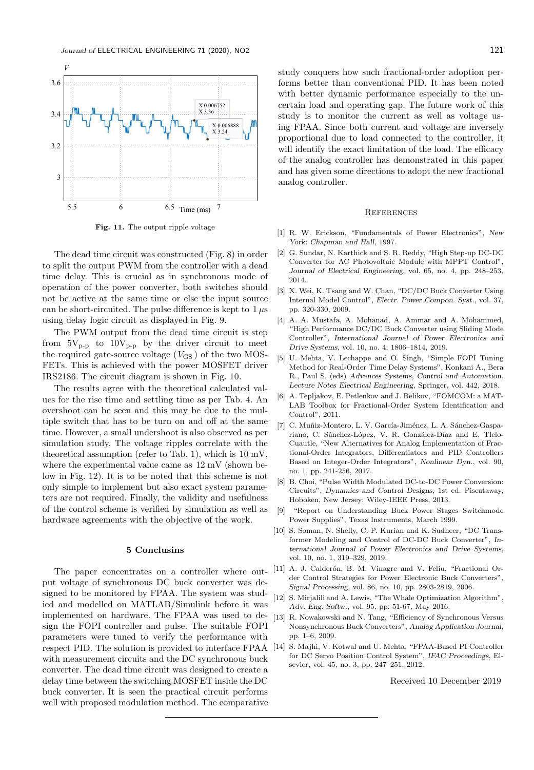V

3.6

3.4

3.2

3

X 0.006752
X 3.36

X 0.006888
X 3.24

5.5 6 6.5 Time (ms) 7

**Fig. 11.** The output ripple voltage

The dead time circuit was constructed (Fig. 8) in order to split the output PWM from the controller with a dead time delay. This is crucial as in synchronous mode of operation of the power converter, both switches should not be active at the same time or else the input source can be short-circuited. The pulse difference is kept to 1 $\mu$s using delay logic circuit as displayed in Fig. 9.

The PWM output from the dead time circuit is step from $5\mathrm{V_{p\text{-}p}}$ to $10\mathrm{V_{p\text{-}p}}$ by the driver circuit to meet the required gate-source voltage ($V_{GS}$) of the two MOSFETs. This is achieved with the power MOSFET driver IRS2186. The circuit diagram is shown in Fig. 10.

The results agree with the theoretical calculated values for the rise time and settling time as per Tab. 4. An overshoot can be seen and this may be due to the multiple switch that has to be turn on and off at the same time. However, a small undershoot is also observed as per simulation study. The voltage ripples correlate with the theoretical assumption (refer to Tab. 1), which is 10 mV, where the experimental value came as 12 mV (shown below in Fig. 12). It is to be noted that this scheme is not only simple to implement but also exact system parameters are not required. Finally, the validity and usefulness of the control scheme is verified by simulation as well as hardware agreements with the objective of the work.

## 5 Conclusins

The paper concentrates on a controller where output voltage of synchronous DC buck converter was designed to be monitored by FPAA. The system was studied and modelled on MATLAB/Simulink before it was implemented on hardware. The FPAA was used to design the FOPI controller and pulse. The suitable FOPI parameters were tuned to verify the performance with respect PID. The solution is provided to interface FPAA with measurement circuits and the DC synchronous buck converter. The dead time circuit was designed to create a delay time between the switching MOSFET inside the DC buck converter. It is seen the practical circuit performs well with proposed modulation method. The comparative study conquers how such fractional-order adoption performs better than conventional PID. It has been noted with better dynamic performance especially to the uncertain load and operating gap. The future work of this study is to monitor the current as well as voltage using FPAA. Since both current and voltage are inversely proportional due to load connected to the controller, it will identify the exact limitation of the load. The efficacy of the analog controller has demonstrated in this paper and has given some directions to adopt the new fractional analog controller.

## References

[1] R. W. Erickson, "Fundamentals of Power Electronics", *New York: Chapman and Hall*, 1997.

[2] G. Sundar, N. Karthick and S. R. Reddy, "High Step-up DC-DC Converter for AC Photovoltaic Module with MPPT Control", *Journal of Electrical Engineering*, vol. 65, no. 4, pp. 248–253, 2014.

[3] X. Wei, K. Tsang and W. Chan, "DC/DC Buck Converter Using Internal Model Control", *Electr. Power Compon. Syst.*, vol. 37, pp. 320-330, 2009.

[4] A. A. Mustafa, A. Mohanad, A. Ammar and A. Mohammed, "High Performance DC/DC Buck Converter using Sliding Mode Controller", *International Journal of Power Electronics and Drive Systems*, vol. 10, no. 4, 1806–1814, 2019.

[5] U. Mehta, V. Lechappe and O. Singh, "Simple FOPI Tuning Method for Real-Order Time Delay Systems", Konkani A., Bera R., Paul S. (eds) *Advances Systems, Control and Automation. Lecture Notes Electrical Engineering*, Springer, vol. 442, 2018.

[6] A. Tepljakov, E. Petlenkov and J. Belikov, "FOMCOM: a MATLAB Toolbox for Fractional-Order System Identification and Control", 2011.

[7] C. Muñiz-Montero, L. V. García-Jiménez, L. A. Sánchez-Gaspariano, C. Sánchez-López, V. R. González-Díaz and E. Tlelo-Cuautle, "New Alternatives for Analog Implementation of Fractional-Order Integrators, Differentiators and PID Controllers Based on Integer-Order Integrators", *Nonlinear Dyn.*, vol. 90, no. 1, pp. 241-256, 2017.

[8] B. Choi, "Pulse Width Modulated DC-to-DC Power Conversion: Circuits", *Dynamics and Control Designs*, 1st ed. Piscataway, Hoboken, New Jersey: Wiley-IEEE Press, 2013.

[9] "Report on Understanding Buck Power Stages Switchmode Power Supplies", Texas Instruments, March 1999.

[10] S. Soman, N. Shelly, C. P. Kurian and K. Sudheer, "DC Transformer Modeling and Control of DC-DC Buck Converter", *International Journal of Power Electronics and Drive Systems*, vol. 10, no. 1, 319–329, 2019.

[11] A. J. Calderón, B. M. Vinagre and V. Feliu, "Fractional Order Control Strategies for Power Electronic Buck Converters", *Signal Processing*, vol. 86, no. 10, pp. 2803-2819, 2006.

[12] S. Mirjalili and A. Lewis, "The Whale Optimization Algorithm", *Adv. Eng. Softw.*, vol. 95, pp. 51-67, May 2016.

[13] R. Nowakowski and N. Tang, "Efficiency of Synchronous Versus Nonsynchronous Buck Converters", *Analog Application Journal*, pp. 1–6, 2009.

[14] S. Majhi, V. Kotwal and U. Mehta, "FPAA-Based PI Controller for DC Servo Position Control System", *IFAC Proceedings*, Elsevier, vol. 45, no. 3, pp. 247–251, 2012.

Received 10 December 2019